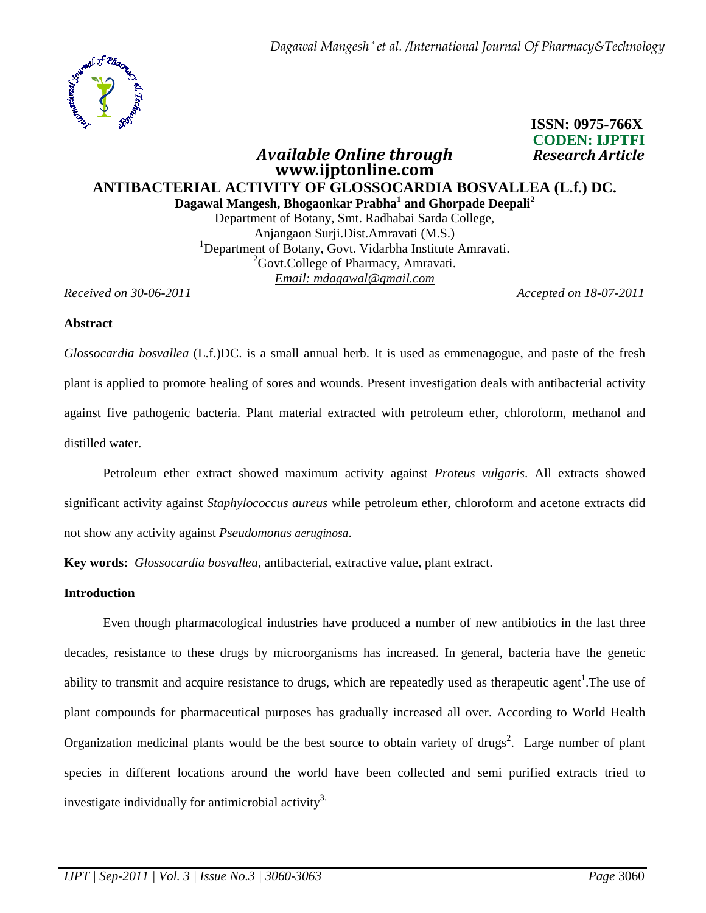ISSN: 0975-766X
CODEN: IJPTFI

*Available Online through* *Research Article*
**www.ijptonline.com**

# ANTIBACTERIAL ACTIVITY OF GLOSSOCARDIA BOSVALLEA (L.f.) DC.

**Dagawal Mangesh, Bhogaonkar Prabha[1] and Ghorpade Deepali[2]**

Department of Botany, Smt. Radhabai Sarda College,
Anjangaon Surji.Dist.Amravati (M.S.)
[1]Department of Botany, Govt. Vidarbha Institute Amravati.
[2]Govt.College of Pharmacy, Amravati.
*Email: mdagawal@gmail.com*

*Received on 30-06-2011* *Accepted on 18-07-2011*

## Abstract

*Glossocardia bosvallea* (L.f.)DC. is a small annual herb. It is used as emmenagogue, and paste of the fresh plant is applied to promote healing of sores and wounds. Present investigation deals with antibacterial activity against five pathogenic bacteria. Plant material extracted with petroleum ether, chloroform, methanol and distilled water.

Petroleum ether extract showed maximum activity against *Proteus vulgaris*. All extracts showed significant activity against *Staphylococcus aureus* while petroleum ether, chloroform and acetone extracts did not show any activity against *Pseudomonas aeruginosa*.

**Key words:** *Glossocardia bosvallea*, antibacterial, extractive value, plant extract.

## Introduction

Even though pharmacological industries have produced a number of new antibiotics in the last three decades, resistance to these drugs by microorganisms has increased. In general, bacteria have the genetic ability to transmit and acquire resistance to drugs, which are repeatedly used as therapeutic agent[1].The use of plant compounds for pharmaceutical purposes has gradually increased all over. According to World Health Organization medicinal plants would be the best source to obtain variety of drugs[2]. Large number of plant species in different locations around the world have been collected and semi purified extracts tried to investigate individually for antimicrobial activity[3].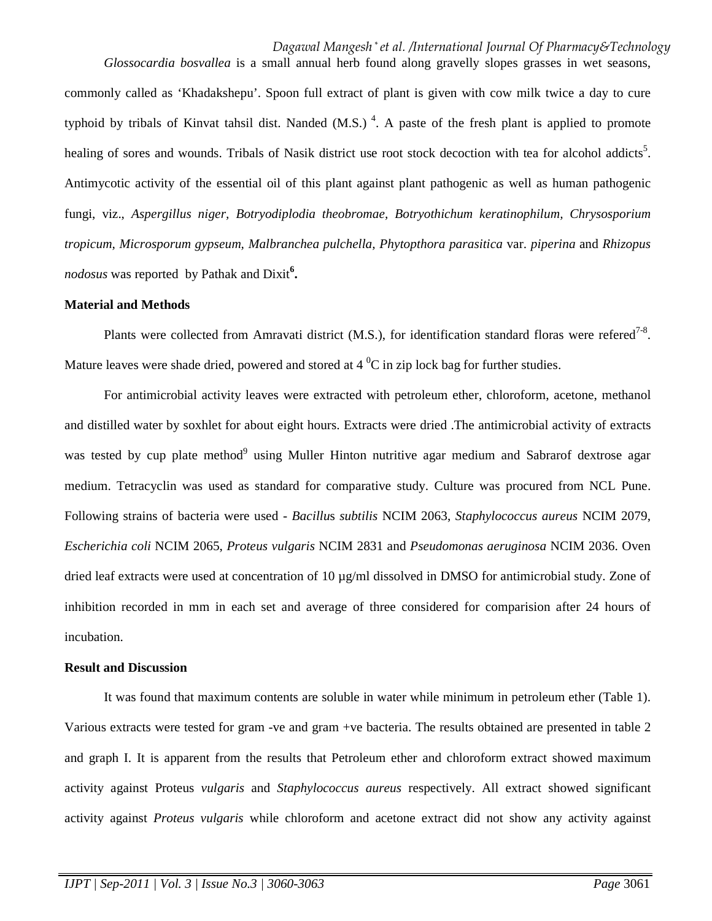*Glossocardia bosvallea* is a small annual herb found along gravelly slopes grasses in wet seasons, commonly called as 'Khadakshepu'. Spoon full extract of plant is given with cow milk twice a day to cure typhoid by tribals of Kinvat tahsil dist. Nanded (M.S.) [4]. A paste of the fresh plant is applied to promote healing of sores and wounds. Tribals of Nasik district use root stock decoction with tea for alcohol addicts[5]. Antimycotic activity of the essential oil of this plant against plant pathogenic as well as human pathogenic fungi, viz., *Aspergillus niger, Botryodiplodia theobromae, Botryothichum keratinophilum, Chrysosporium tropicum, Microsporum gypseum, Malbranchea pulchella, Phytopthora parasitica* var. *piperina* and *Rhizopus nodosus* was reported by Pathak and Dixit[6].

**Material and Methods**

Plants were collected from Amravati district (M.S.), for identification standard floras were refered[7-8]. Mature leaves were shade dried, powered and stored at 4 $^{0}$C in zip lock bag for further studies.

For antimicrobial activity leaves were extracted with petroleum ether, chloroform, acetone, methanol and distilled water by soxhlet for about eight hours. Extracts were dried .The antimicrobial activity of extracts was tested by cup plate method[9] using Muller Hinton nutritive agar medium and Sabrarof dextrose agar medium. Tetracyclin was used as standard for comparative study. Culture was procured from NCL Pune. Following strains of bacteria were used - *Bacillus subtilis* NCIM 2063, *Staphylococcus aureus* NCIM 2079, *Escherichia coli* NCIM 2065, *Proteus vulgaris* NCIM 2831 and *Pseudomonas aeruginosa* NCIM 2036. Oven dried leaf extracts were used at concentration of 10 µg/ml dissolved in DMSO for antimicrobial study. Zone of inhibition recorded in mm in each set and average of three considered for comparision after 24 hours of incubation.

**Result and Discussion**

It was found that maximum contents are soluble in water while minimum in petroleum ether (Table 1). Various extracts were tested for gram -ve and gram +ve bacteria. The results obtained are presented in table 2 and graph I. It is apparent from the results that Petroleum ether and chloroform extract showed maximum activity against Proteus *vulgaris* and *Staphylococcus aureus* respectively. All extract showed significant activity against *Proteus vulgaris* while chloroform and acetone extract did not show any activity against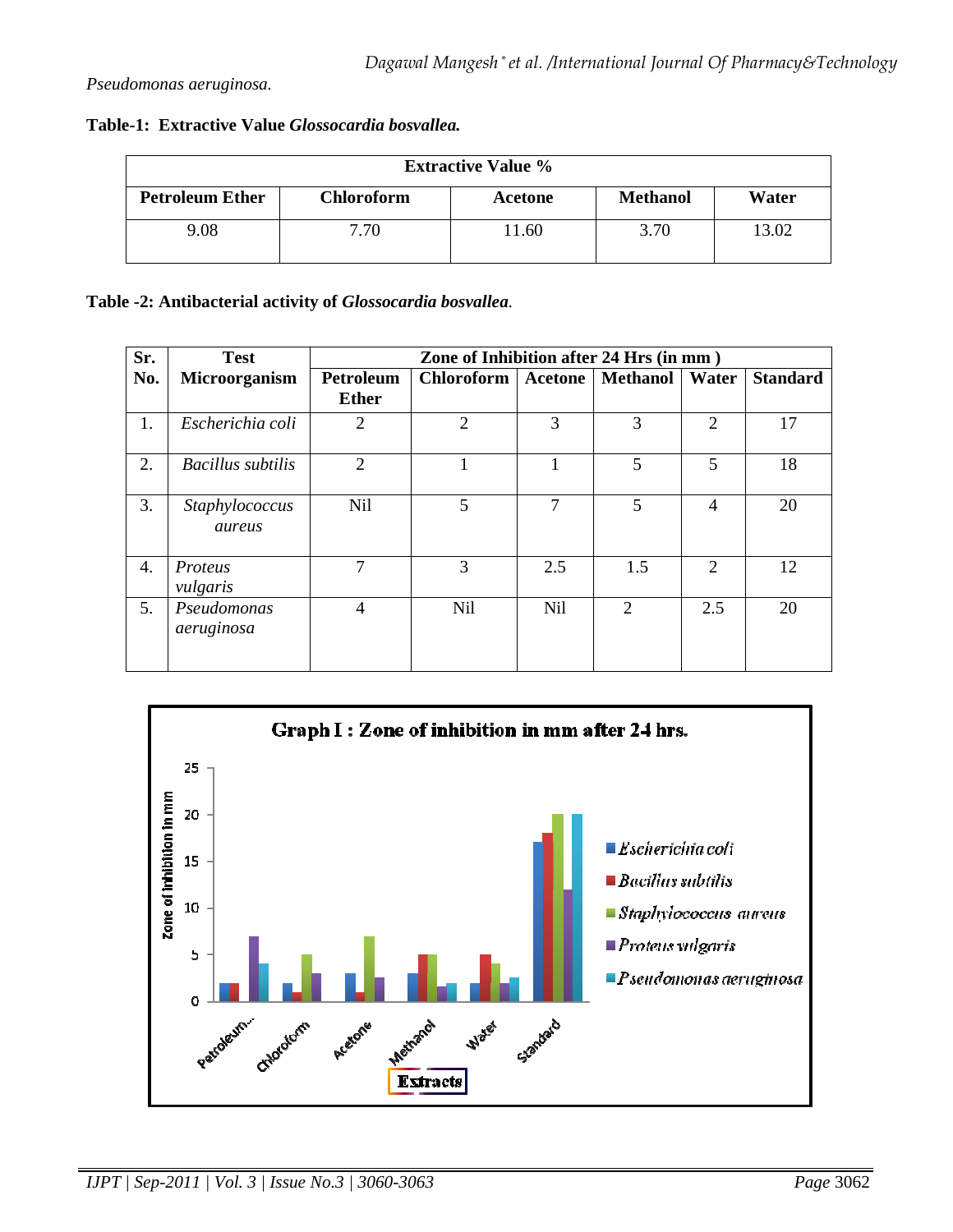*Pseudomonas aeruginosa.*

**Table-1: Extractive Value *Glossocardia bosvallea.***

| Extractive Value % | | | | |
|---|---|---|---|---|
| **Petroleum Ether** | **Chloroform** | **Acetone** | **Methanol** | **Water** |
| 9.08 | 7.70 | 11.60 | 3.70 | 13.02 |

**Table -2: Antibacterial activity of *Glossocardia bosvallea*.**

| Sr. No. | Test Microorganism | Zone of Inhibition after 24 Hrs (in mm ) | | | | | |
|---|---|---|---|---|---|---|---|
| | | Petroleum Ether | Chloroform | Acetone | Methanol | Water | Standard |
| 1. | *Escherichia coli* | 2 | 2 | 3 | 3 | 2 | 17 |
| 2. | *Bacillus subtilis* | 2 | 1 | 1 | 5 | 5 | 18 |
| 3. | *Staphylococcus aureus* | Nil | 5 | 7 | 5 | 4 | 20 |
| 4. | *Proteus vulgaris* | 7 | 3 | 2.5 | 1.5 | 2 | 12 |
| 5. | *Pseudomonas aeruginosa* | 4 | Nil | Nil | 2 | 2.5 | 20 |

**Graph I : Zone of inhibition in mm after 24 hrs.**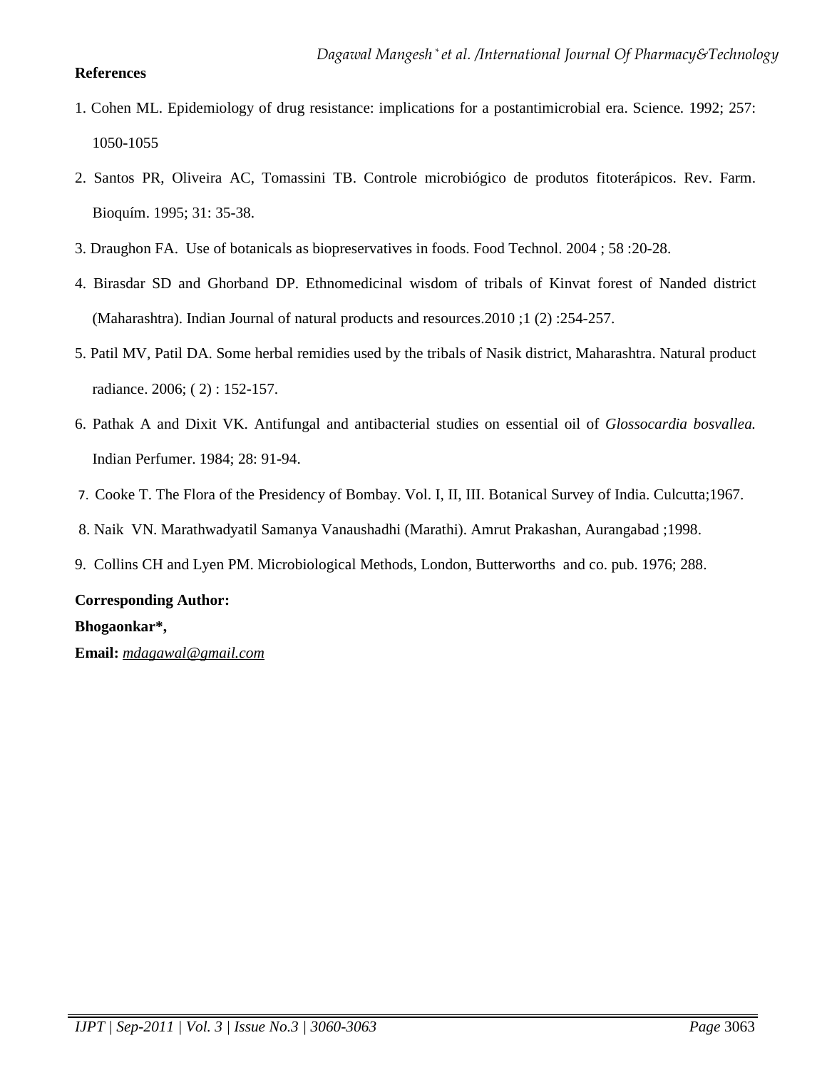**References**

1. Cohen ML. Epidemiology of drug resistance: implications for a postantimicrobial era. Science. 1992; 257: 1050-1055
2. Santos PR, Oliveira AC, Tomassini TB. Controle microbiógico de produtos fitoterápicos. Rev. Farm. Bioquím. 1995; 31: 35-38.
3. Draughon FA. Use of botanicals as biopreservatives in foods. Food Technol. 2004 ; 58 :20-28.
4. Birasdar SD and Ghorband DP. Ethnomedicinal wisdom of tribals of Kinvat forest of Nanded district (Maharashtra). Indian Journal of natural products and resources.2010 ;1 (2) :254-257.
5. Patil MV, Patil DA. Some herbal remidies used by the tribals of Nasik district, Maharashtra. Natural product radiance. 2006; ( 2) : 152-157.
6. Pathak A and Dixit VK. Antifungal and antibacterial studies on essential oil of *Glossocardia bosvallea.* Indian Perfumer. 1984; 28: 91-94.
7. Cooke T. The Flora of the Presidency of Bombay. Vol. I, II, III. Botanical Survey of India. Culcutta;1967.
8. Naik VN. Marathwadyatil Samanya Vanaushadhi (Marathi). Amrut Prakashan, Aurangabad ;1998.
9. Collins CH and Lyen PM. Microbiological Methods, London, Butterworths and co. pub. 1976; 288.

**Corresponding Author:**

**Bhogaonkar*,**

**Email:** *mdagawal@gmail.com*